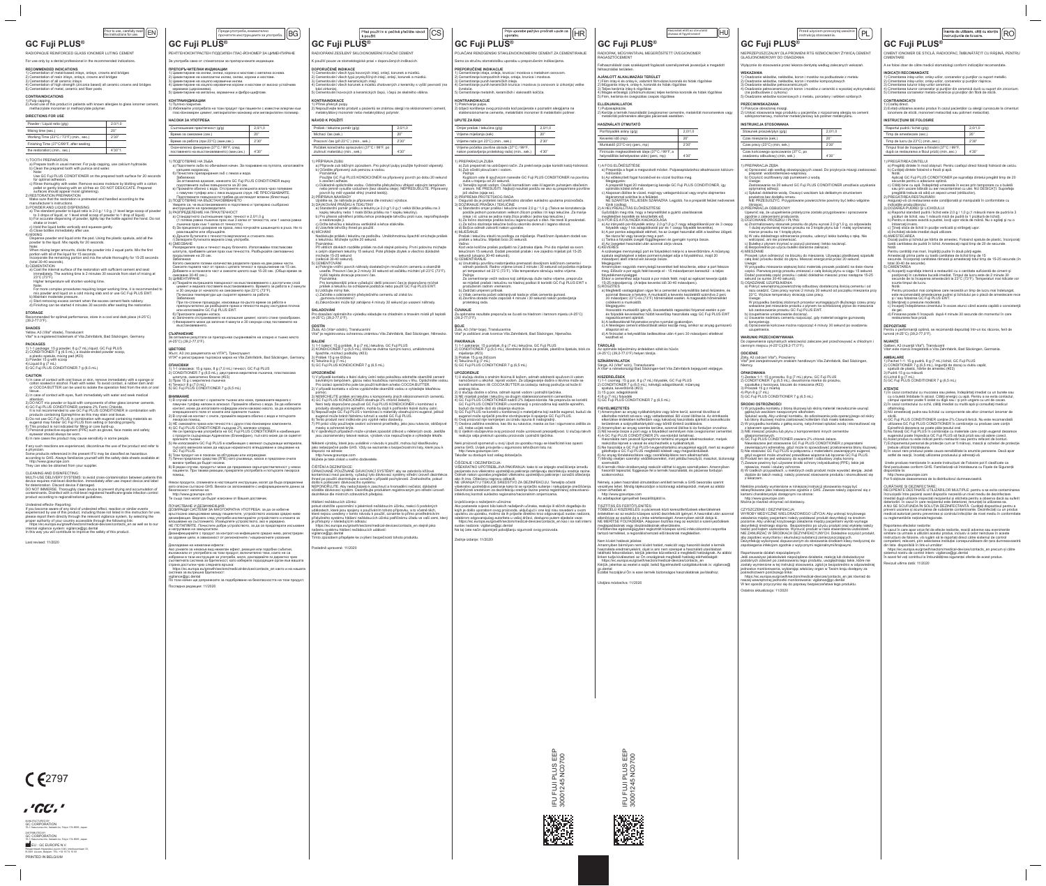Prior to use, carefully read the instructions for use. EN

# GC Fuji PLUS®

RADIOPAQUE REINFORCED GLASS IONOMER LUTING CEMENT

For use only by a dental professional in the recommended indications.

## RECOMMENDED INDICATIONS

1) Cementation of metal-based inlays, onlays, crowns and bridges
2) Cementation of resin inlays, onlays, crowns and bridges
3) Cementation of all ceramic inlays
4) Cementation of high strength (zirconia based) all ceramic crowns and bridges
5) Cementation of metal, ceramic and fiber posts

## CONTRAINDICATIONS

1) Pulp capping.
2) Avoid use of this product in patients with known allergies to glass ionomer cement, methacrylate monomer or methacrylate polymer.

## DIRECTIONS FOR USE

| | |
|---|---|
| Powder / Liquid ratio (g/g) | 2.0/1.0 |
| Mixing time (sec.) | 20" |
| Working Time (23°C / 73°F) (min., sec.) | 2'30" |
| Finishing Time (37°C/99°F, after seating the restoration) (min., sec.) | 4'30"1 |

1) TOOTH PREPARATION
a) Prepare tooth in usual manner. For pulp capping, use calcium hydroxide.
b) Clean the prepared tooth with pumice and water.
Note:
Use GC Fuji PLUS CONDITIONER on the prepared tooth surface for 20 seconds for optimal adhesion.
c) Rinse thoroughly with water. Remove excess moisture by blotting with a cotton pellet or gently blowing with an oil-free air. DO NOT DESICCATE. Prepared surfaces should appear moist (glistening).

2) RESTORATION PREPARATION
Make sure that the restoration is pretreated and handled according to the manufacturer's instructions.

3) POWDER AND LIQUID DISPENSING
a) The standard powder to liquid ratio is 2.0 g / 1.0 g. (1 level large scoop of powder to 3 drops of liquid, or 1 level small scoop of powder to 1 drop of liquid).
b) For accurate dispensing of powder, lightly tap the bottle against the hand. Do not shake or invert.
c) Hold the liquid bottle vertically and squeeze gently.
d) Close bottles immediately after use.

4) MIXING
Dispense powder and liquid onto the pad. Using the plastic spatula, add all the powder to the liquid. Mix rapidly for 20 seconds.
Note:
When mixing larger amounts, divide the powder into 2 equal parts. Mix the first portion with all of the liquid for 15 seconds.
Incorporate the remaining portion and mix the whole thoroughly for 15-25 seconds (total 30-40 seconds).

5) CEMENTATION
a) Coat the internal surface of the restoration with sufficient cement and seat immediately. The working time is 2 minutes 30 seconds from start of mixing at 23°C (73°F).
Higher temperature will shorten working time.
Note:
For more complex procedures requiring longer working time, it is recommended to mix powder and liquid on a cold mixing slab and or use GC Fuji PLUS EWT.
b) Maintain moderate pressure.
c) Start removing excess cement when the excess cement feels rubbery.
d) Finishing can be started 4 minutes 30 seconds after seating the restoration.

## STORAGE

Recommended for optimal performance, store in a cool and dark place (4-25°C) (39.2-77.0°F).

## SHADES

Yellow, A3 (Vita® shade), Translucent
Vita® is a registered trademark of Vita Zahnfabrik, Bad Säckingen, Germany.

## PACKAGES

1) 1-1 package: 15 g powder, 8 g (7 mL) liquid, GC Fuji PLUS
CONDITIONER 7 g (6.5 mL), a double-ended powder scoop, a plastic spatula, mixing pad (#23)
2) Powder 15 g with scoop
3) Liquid 8 g (7 mL)
4) GC Fuji PLUS CONDITIONER 7 g (6.5 mL)

## CAUTION

1) In case of contact with oral tissue or skin, remove immediately with a sponge or cotton soaked in alcohol. Flush with water. To avoid contact, a rubber dam and/or COCOA BUTTER can be used to isolate the operation field from the skin or oral tissue.
2) In case of contact with eyes, flush immediately with water and seek medical attention.
3) DO NOT mix powder or liquid with components of other glass ionomer cements.
4) GC Fuji PLUS CONDITIONER contains 2% Ferric Chloride.
It is not recommended to use GC Fuji PLUS CONDITIONER in combination with products containing Epinephrine as this may stain oral tissue.
5) Do not use GC Fuji PLUS in combination with eugenol containing materials as eugenol may hinder GC Fuji PLUS from setting or bonding properly.
6) This product is not indicated for filling or core build-up.
7) Personal protective equipment (PPE) such as gloves, face masks and safety eyewear should always be worn.
8) In rare cases the product may cause sensitivity in some people.

If any such reactions are experienced, discontinue the use of the product and refer to a physician.
Some products referenced in the present IFU may be classified as hazardous according to GHS. Always familiarize yourself with the safety data sheets available at:
http://www.gceurope.com
They can also be obtained from your supplier.

CLEANING AND DISINFECTING:
MULTI-USE DELIVERY SYSTEMS: to avoid cross-contamination between patients this device requires mid-level disinfection. Immediately after use inspect device and label for deterioration. Discard device if damaged.
DO NOT IMMERSE. Thoroughly clean device to prevent drying and accumulation of contaminants. Disinfect with a mid-level registered healthcare-grade infection control product according to regional/national guidelines.

Undesired effects- Reporting:
If you become aware of any kind of undesired effect, reaction or similar events experienced by use of this product, including those not listed in this instruction for use, please report them directly through the relevant vigilance system, by selecting the proper authority of your country accessible through the following link:
https://ec.europa.eu/growth/sectors/medical-devices/contacts_en as well as to our internal vigilance system: vigilance@gc.dental
In this way you will contribute to improve the safety of this product.

Last revised: 11/2020

CE 2797

MANUFACTURED BY
GC CORPORATION
76-1 Hasunuma-cho, Itabashi-ku, Tokyo 174-8585, Japan

DISTRIBUTED BY
GC CORPORATION
76-1 Hasunuma-cho, Itabashi-ku, Tokyo 174-8585, Japan

EU : GC EUROPE N.V.
Researchpark Haasrode-Leuven 1240, Interleuvenlaan 33, B-3001 Leuven, Belgium

PRINTED IN BELGIUM

IFU FUJI PLUS EEP
30001245 NC0700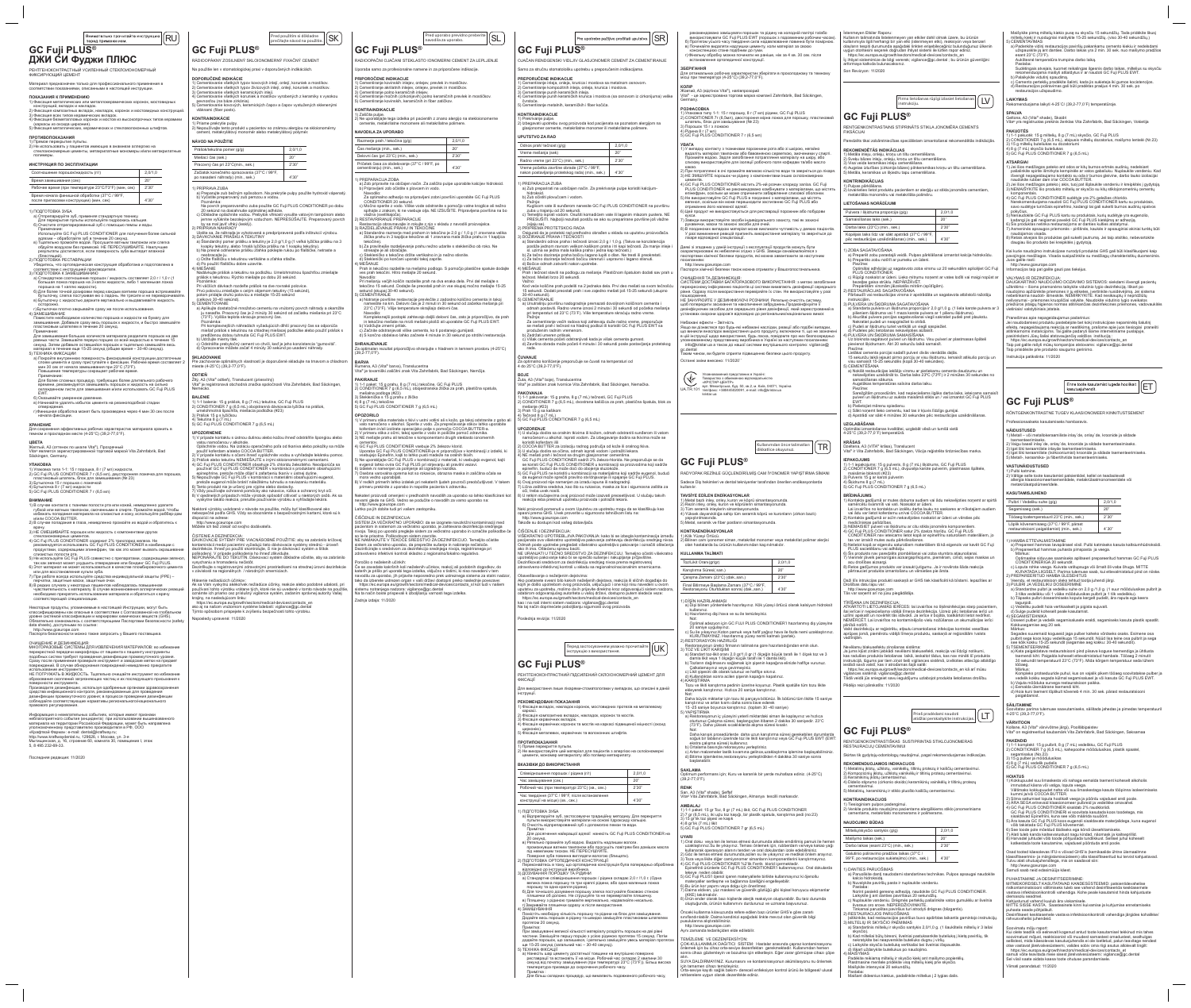Внимательно прочитайте инструкцию перед применением RU

# GC Fuji PLUS®
# ДЖИ СИ Фуджи ПЛЮС

РЕНТГЕНОКОНТРАСТНЫЙ УСИЛЕННЫЙ СТЕКЛОИОНОМЕРНЫЙ ФИКСИРУЮЩИЙ ЦЕМЕНТ

Pred použitím si dôkladne prečítajte návod na použitie SK

# GC Fuji PLUS®

RÁDIOOPÁKNY ZOSILNENÝ SKLOIONOMÉRNY FIXAČNÝ CEMENT

Pred uporabo previdno preberite navodila za uporabo SL

# GC Fuji PLUS®

RADIOOPAKNI OJAČANI STEKLASTO IONOMERNI CEMENT ZA CEMENTIRANJE

Pre upotrebe pažljivo pročitajte uputstva SR

# GC Fuji PLUS®

OJAČAN RENDGENSKI VIDLJIV GLASJONOMER CEMENT ZA CEMENTIRANJE

Kullanmadan önce talimatları dikkatlice okuyunuz TR

# GC Fuji PLUS®

RADYOPAK REZİNLE GÜÇLENDİRİLMİŞ CAM İYONOMER YAPIŞTIRMA SİMANI

Перед застосуванням уважно прочитайте інструкцію з використання UK

# GC Fuji PLUS®

РЕНТГЕНОКОНТРАСТНИЙ ПІДСИЛЕНИЙ СКЛОІОНОМЕРНИЙ ЦЕМЕНТ ДЛЯ ФІКСАЦІЇ

Pirms lietošanas rūpīgi izlasiet lietošanas instrukciju LV

# GC Fuji PLUS®

RENTGENKONTRASTAINS STIPRINĀTS STIKLA JONOMĒRA CEMENTS FIKSĀCIJAI

Prieš naudojimą atidžiai perskaitykite instrukcijas LT

# GC Fuji PLUS®

RENTGENOKONTRASTIŠKAS SUSTIPRINTAS STIKLOJONOMERAS RESTAURACIJAI CEMENTAVIMUI

Enne toote kasutamist lugege hoolikalt kasutusjuhendit ET

# GC Fuji PLUS®

RÖNTGENKONTRASTNE TUGEV KLAASIONOMEER KINNITUSTSEMENDIKS